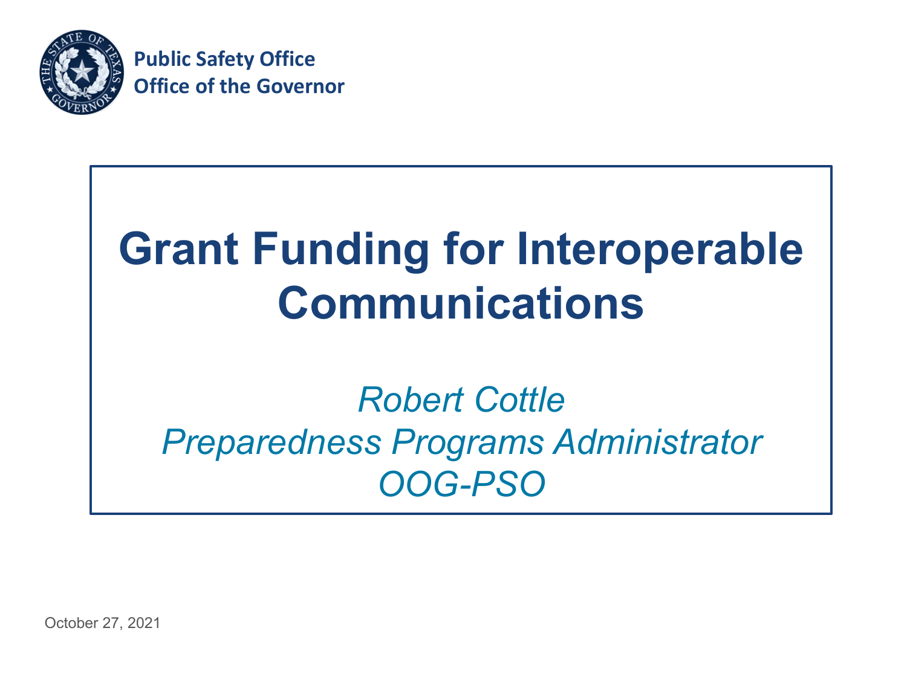**Public Safety Office**
**Office of the Governor**

# Grant Funding for Interoperable Communications

*Robert Cottle*
*Preparedness Programs Administrator*
*OOG-PSO*

October 27, 2021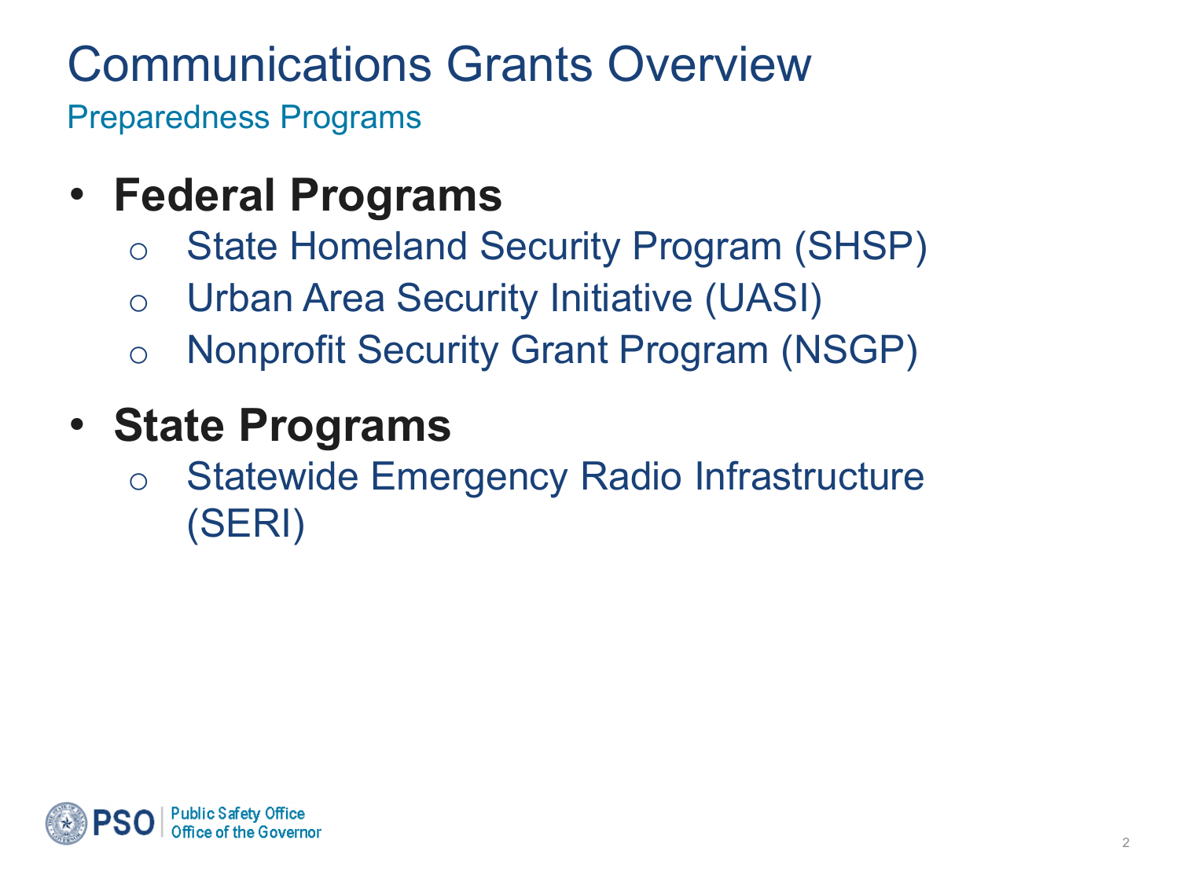# Communications Grants Overview

## Preparedness Programs

- **Federal Programs**
  - State Homeland Security Program (SHSP)
  - Urban Area Security Initiative (UASI)
  - Nonprofit Security Grant Program (NSGP)
- **State Programs**
  - Statewide Emergency Radio Infrastructure (SERI)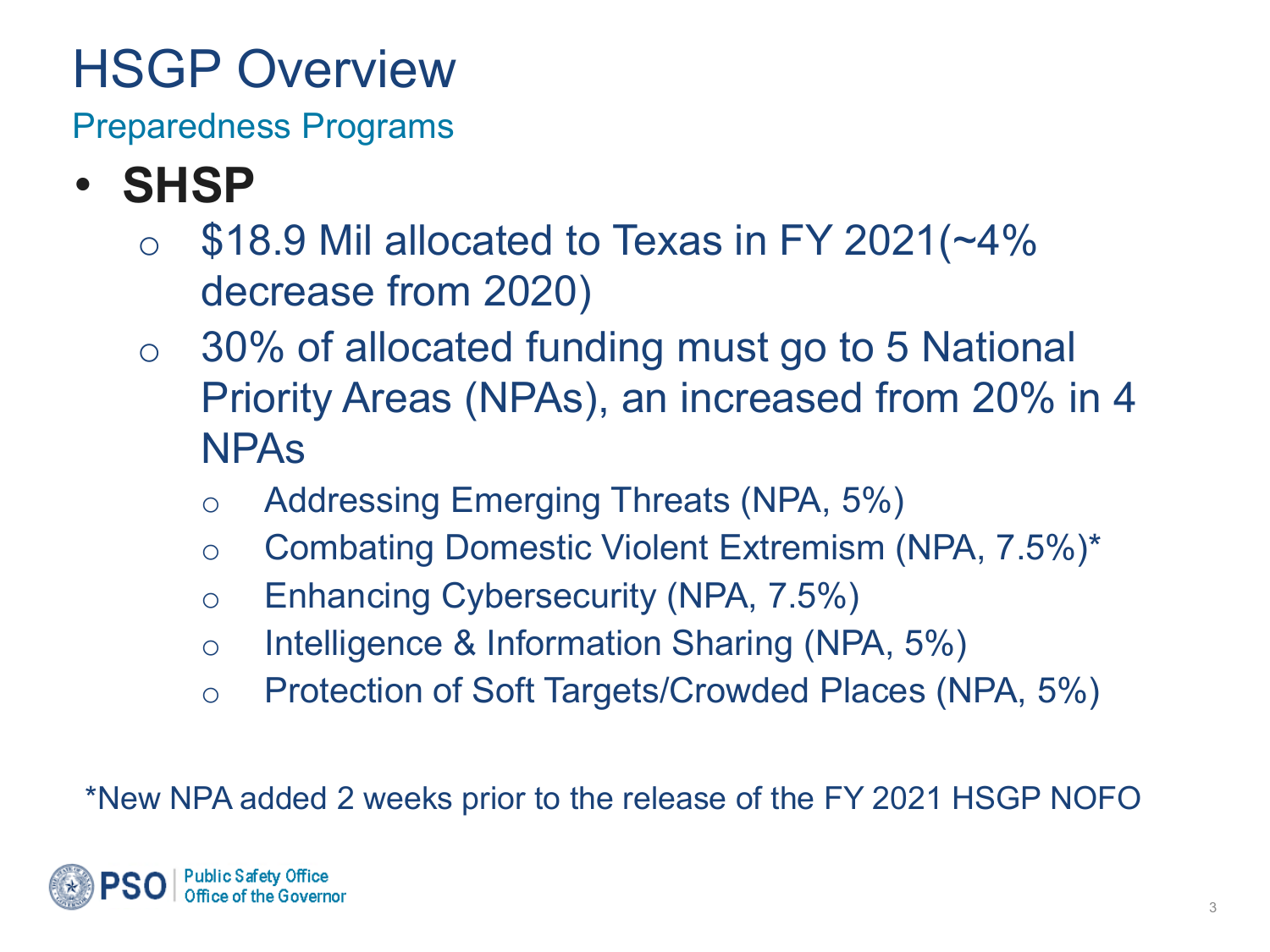# HSGP Overview

## Preparedness Programs

- **SHSP**
  - $18.9 Mil allocated to Texas in FY 2021(~4% decrease from 2020)
  - 30% of allocated funding must go to 5 National Priority Areas (NPAs), an increased from 20% in 4 NPAs
    - Addressing Emerging Threats (NPA, 5%)
    - Combating Domestic Violent Extremism (NPA, 7.5%)*
    - Enhancing Cybersecurity (NPA, 7.5%)
    - Intelligence & Information Sharing (NPA, 5%)
    - Protection of Soft Targets/Crowded Places (NPA, 5%)

*New NPA added 2 weeks prior to the release of the FY 2021 HSGP NOFO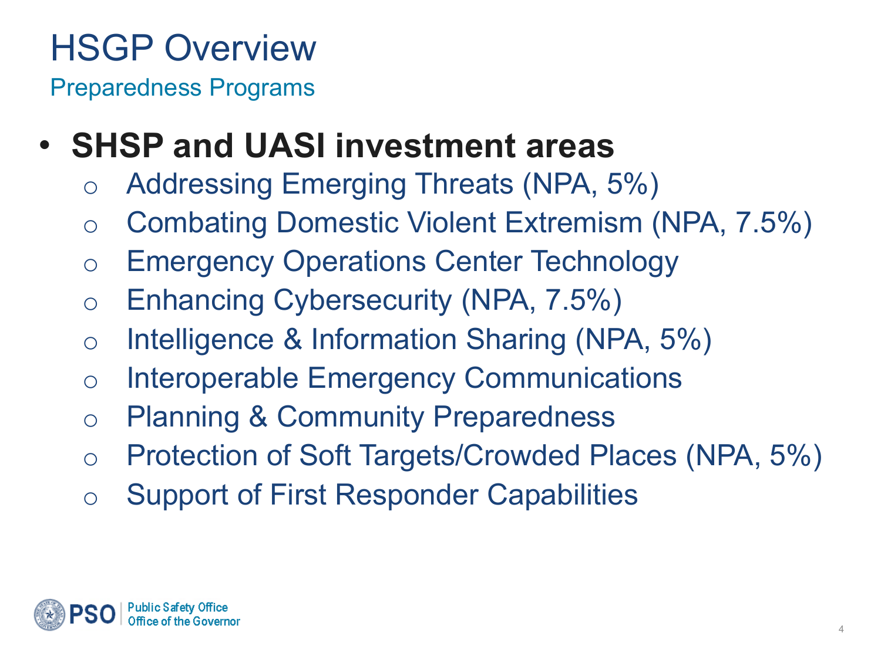# HSGP Overview

## Preparedness Programs

- **SHSP and UASI investment areas**
  - Addressing Emerging Threats (NPA, 5%)
  - Combating Domestic Violent Extremism (NPA, 7.5%)
  - Emergency Operations Center Technology
  - Enhancing Cybersecurity (NPA, 7.5%)
  - Intelligence & Information Sharing (NPA, 5%)
  - Interoperable Emergency Communications
  - Planning & Community Preparedness
  - Protection of Soft Targets/Crowded Places (NPA, 5%)
  - Support of First Responder Capabilities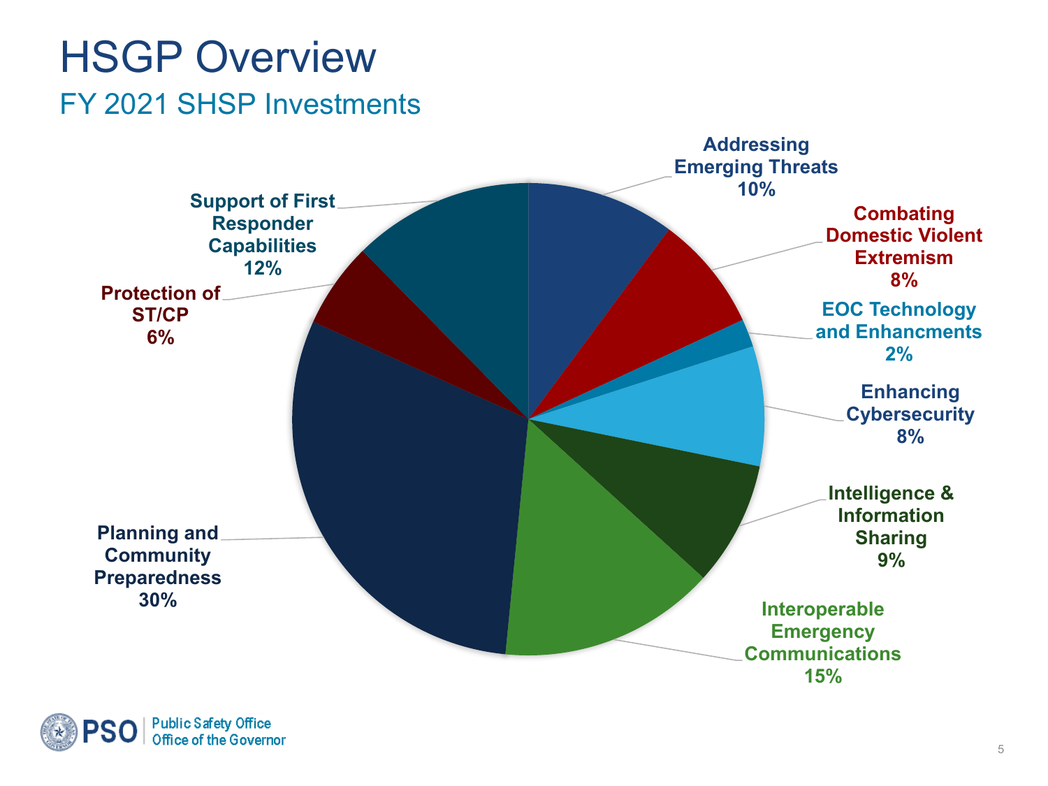# HSGP Overview

## FY 2021 SHSP Investments

| Investment | Percentage |
|---|---|
| Addressing Emerging Threats | 10% |
| Combating Domestic Violent Extremism | 8% |
| EOC Technology and Enhancments | 2% |
| Enhancing Cybersecurity | 8% |
| Intelligence & Information Sharing | 9% |
| Interoperable Emergency Communications | 15% |
| Planning and Community Preparedness | 30% |
| Protection of ST/CP | 6% |
| Support of First Responder Capabilities | 12% |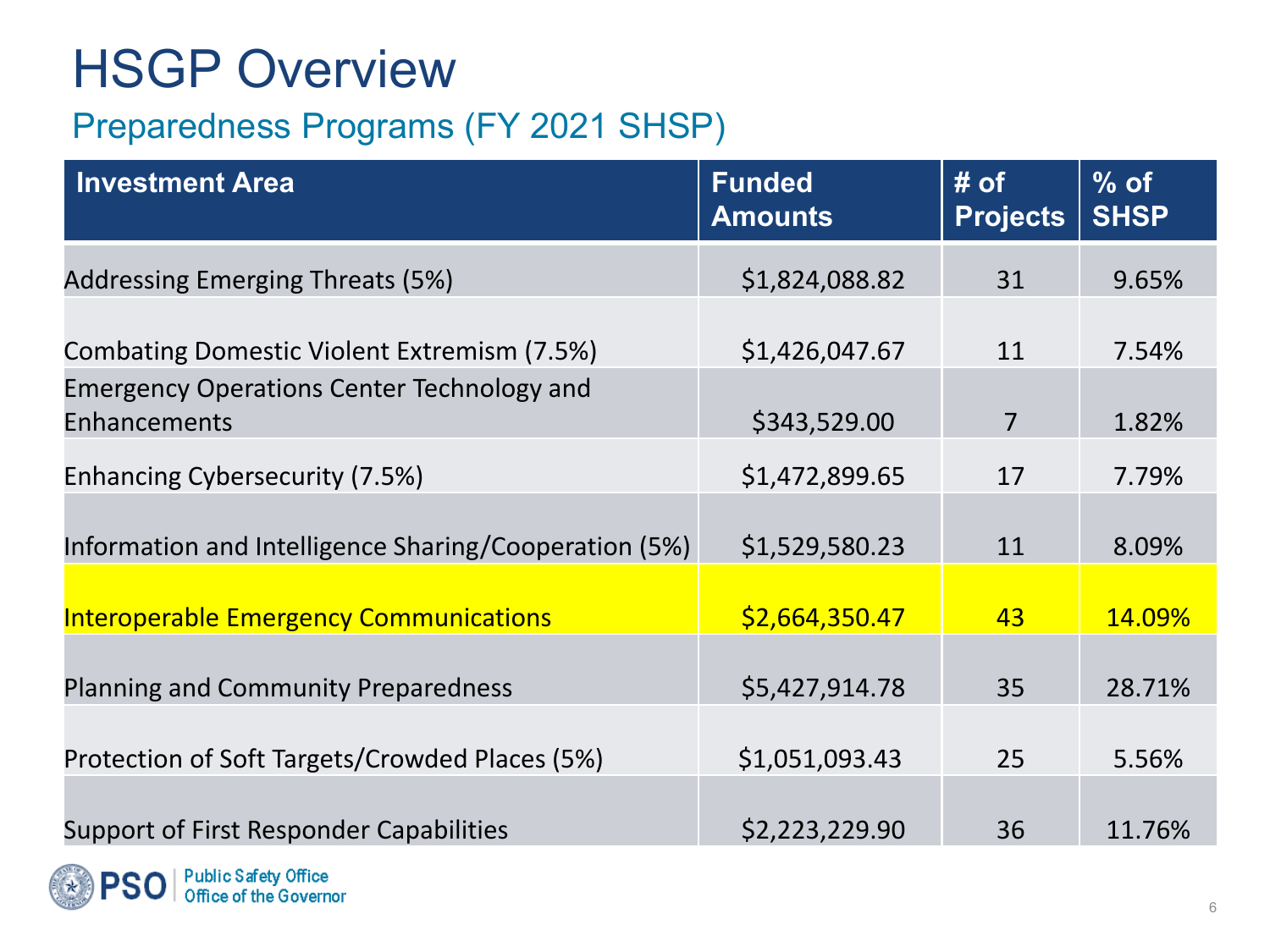# HSGP Overview

## Preparedness Programs (FY 2021 SHSP)

| Investment Area | Funded Amounts | # of Projects | % of SHSP |
|---|---|---|---|
| Addressing Emerging Threats (5%) | $1,824,088.82 | 31 | 9.65% |
| Combating Domestic Violent Extremism (7.5%) | $1,426,047.67 | 11 | 7.54% |
| Emergency Operations Center Technology and Enhancements | $343,529.00 | 7 | 1.82% |
| Enhancing Cybersecurity (7.5%) | $1,472,899.65 | 17 | 7.79% |
| Information and Intelligence Sharing/Cooperation (5%) | $1,529,580.23 | 11 | 8.09% |
| Interoperable Emergency Communications | $2,664,350.47 | 43 | 14.09% |
| Planning and Community Preparedness | $5,427,914.78 | 35 | 28.71% |
| Protection of Soft Targets/Crowded Places (5%) | $1,051,093.43 | 25 | 5.56% |
| Support of First Responder Capabilities | $2,223,229.90 | 36 | 11.76% |

PSO | Public Safety Office
Office of the Governor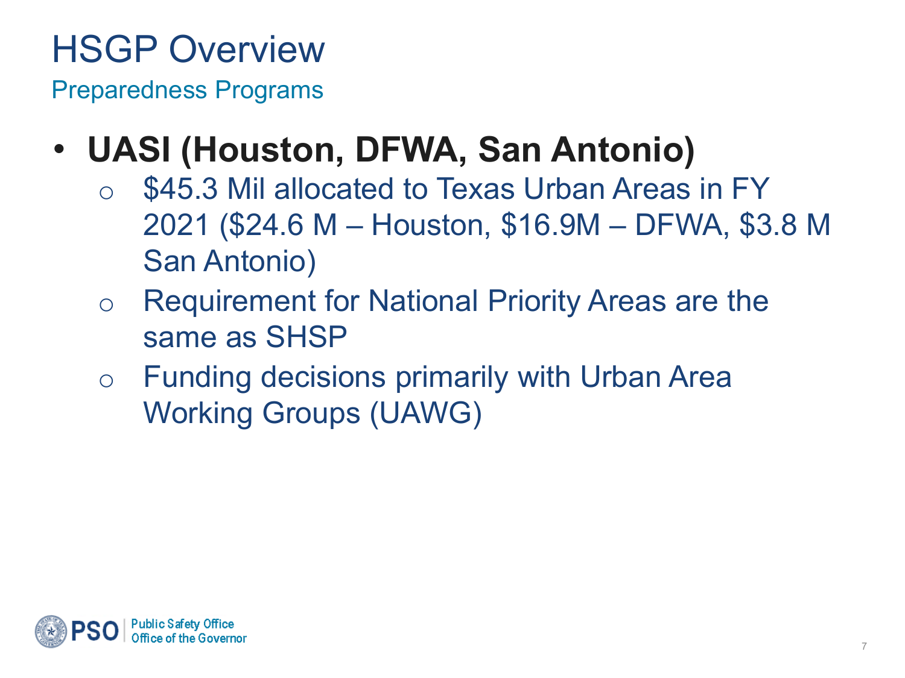# HSGP Overview

## Preparedness Programs

- **UASI (Houston, DFWA, San Antonio)**
  - $45.3 Mil allocated to Texas Urban Areas in FY 2021 ($24.6 M – Houston, $16.9M – DFWA, $3.8 M San Antonio)
  - Requirement for National Priority Areas are the same as SHSP
  - Funding decisions primarily with Urban Area Working Groups (UAWG)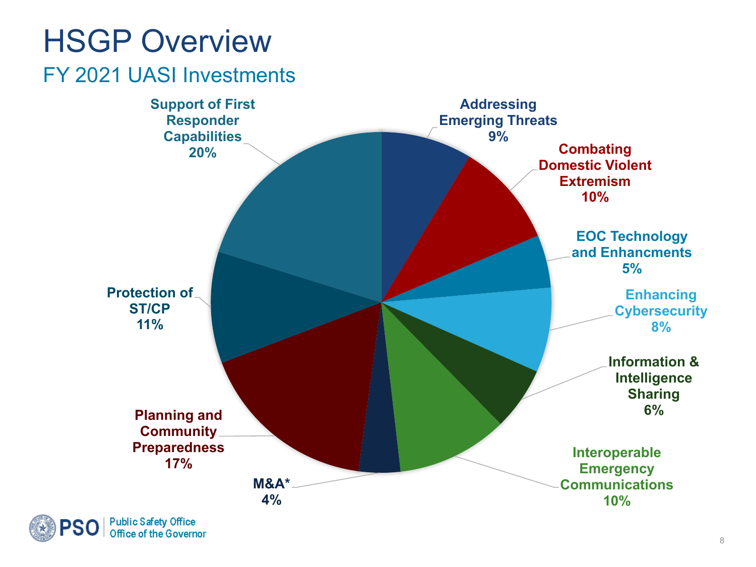# HSGP Overview

## FY 2021 UASI Investments

| Investment | Percentage |
| --- | --- |
| Addressing Emerging Threats | 9% |
| Combating Domestic Violent Extremism | 10% |
| EOC Technology and Enhancments | 5% |
| Enhancing Cybersecurity | 8% |
| Information & Intelligence Sharing | 6% |
| Interoperable Emergency Communications | 10% |
| M&A* | 4% |
| Planning and Community Preparedness | 17% |
| Protection of ST/CP | 11% |
| Support of First Responder Capabilities | 20% |

PSO | Public Safety Office, Office of the Governor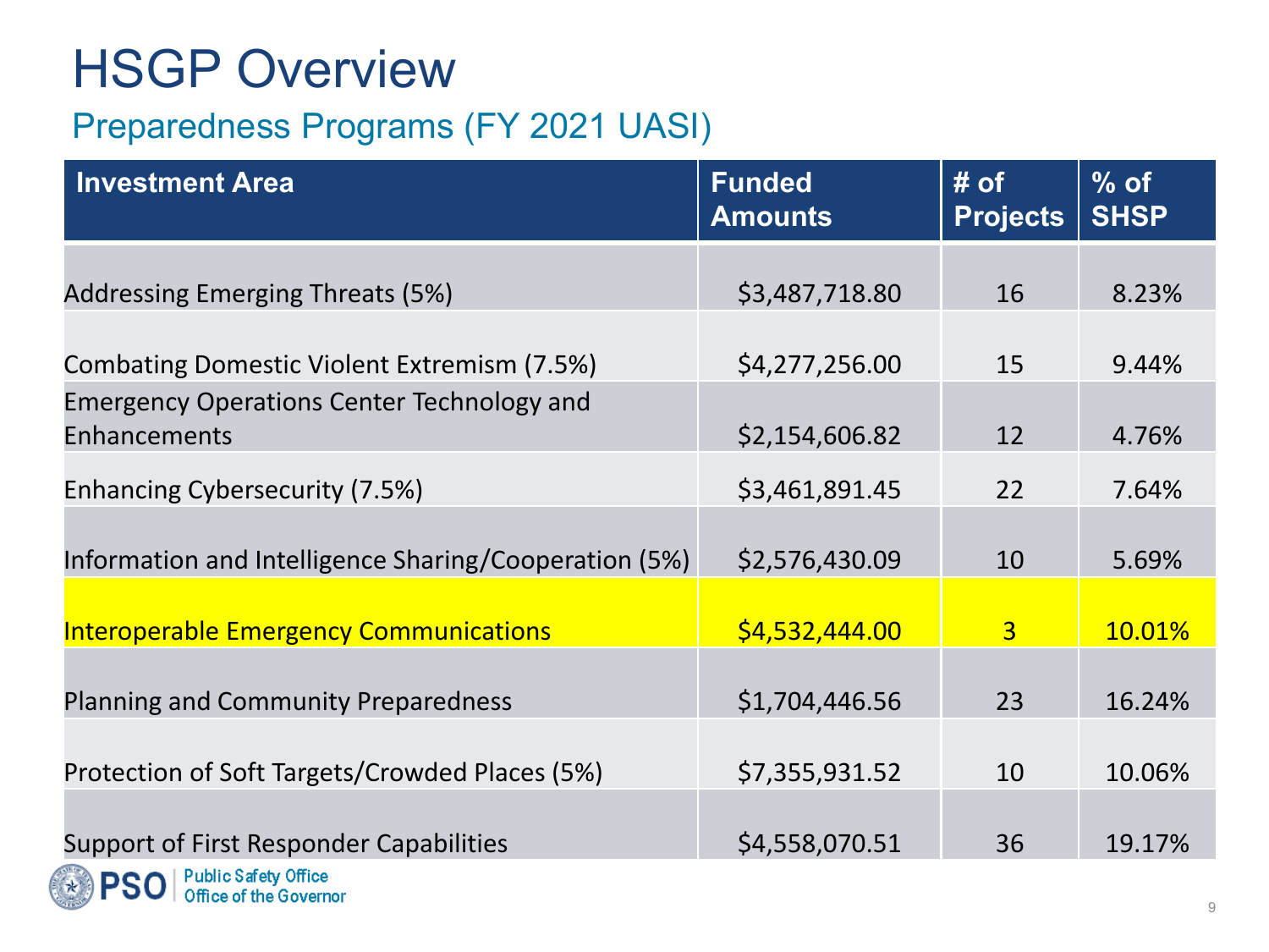# HSGP Overview

## Preparedness Programs (FY 2021 UASI)

| Investment Area | Funded Amounts | # of Projects | % of SHSP |
|---|---|---|---|
| Addressing Emerging Threats (5%) | $3,487,718.80 | 16 | 8.23% |
| Combating Domestic Violent Extremism (7.5%) | $4,277,256.00 | 15 | 9.44% |
| Emergency Operations Center Technology and Enhancements | $2,154,606.82 | 12 | 4.76% |
| Enhancing Cybersecurity (7.5%) | $3,461,891.45 | 22 | 7.64% |
| Information and Intelligence Sharing/Cooperation (5%) | $2,576,430.09 | 10 | 5.69% |
| Interoperable Emergency Communications | $4,532,444.00 | 3 | 10.01% |
| Planning and Community Preparedness | $1,704,446.56 | 23 | 16.24% |
| Protection of Soft Targets/Crowded Places (5%) | $7,355,931.52 | 10 | 10.06% |
| Support of First Responder Capabilities | $4,558,070.51 | 36 | 19.17% |

PSO | Public Safety Office
Office of the Governor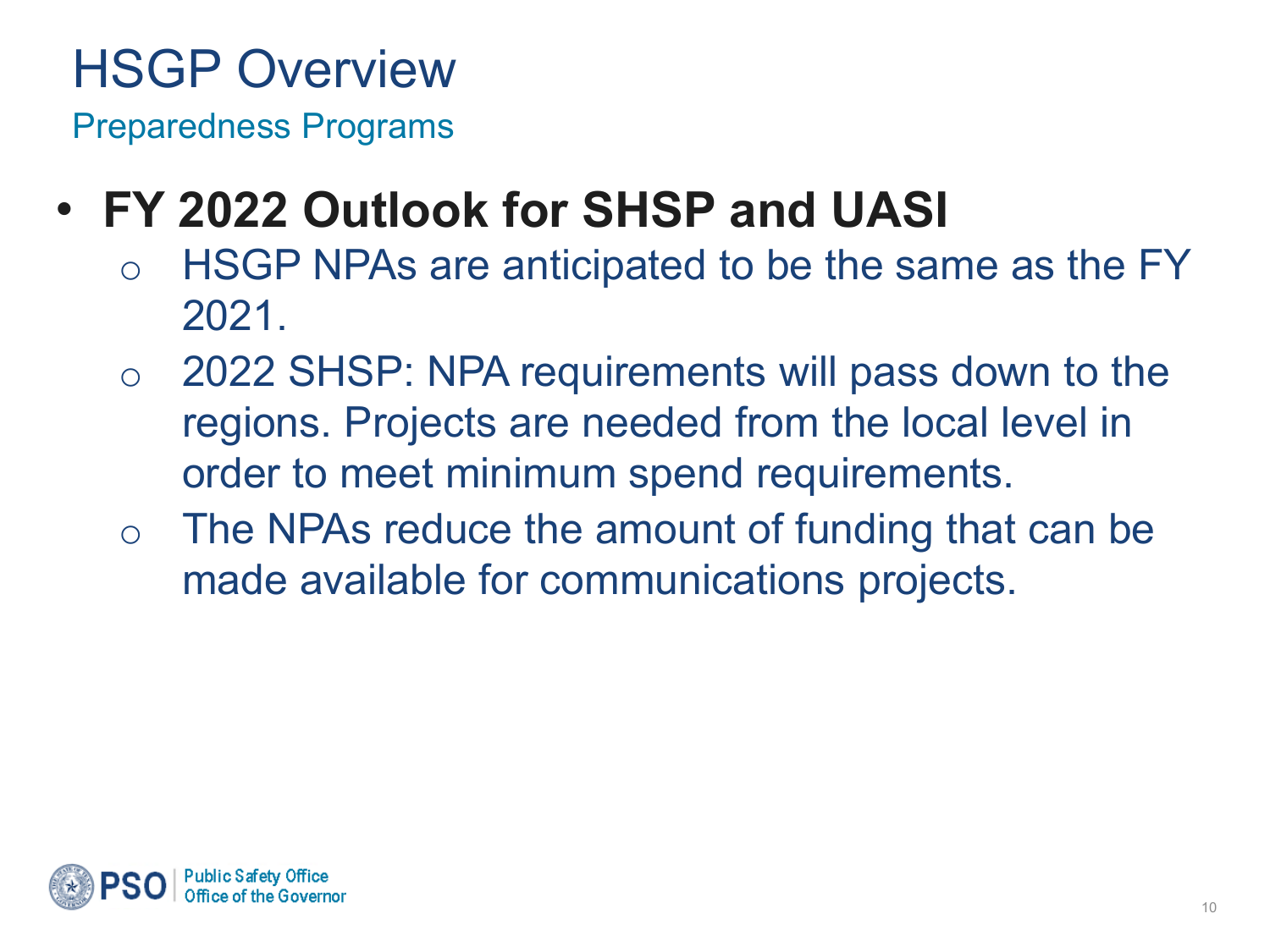# HSGP Overview

Preparedness Programs

- **FY 2022 Outlook for SHSP and UASI**
  - HSGP NPAs are anticipated to be the same as the FY 2021.
  - 2022 SHSP: NPA requirements will pass down to the regions. Projects are needed from the local level in order to meet minimum spend requirements.
  - The NPAs reduce the amount of funding that can be made available for communications projects.

PSO | Public Safety Office
Office of the Governor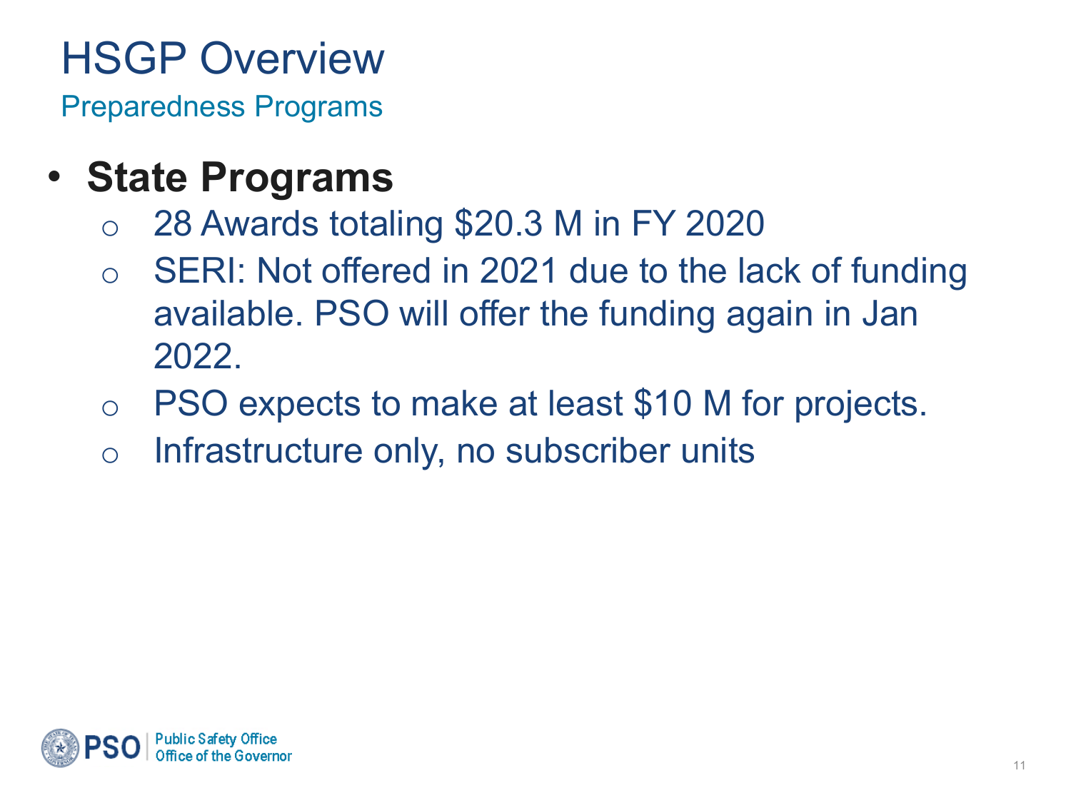# HSGP Overview

## Preparedness Programs

- **State Programs**
  - 28 Awards totaling $20.3 M in FY 2020
  - SERI: Not offered in 2021 due to the lack of funding available. PSO will offer the funding again in Jan 2022.
  - PSO expects to make at least $10 M for projects.
  - Infrastructure only, no subscriber units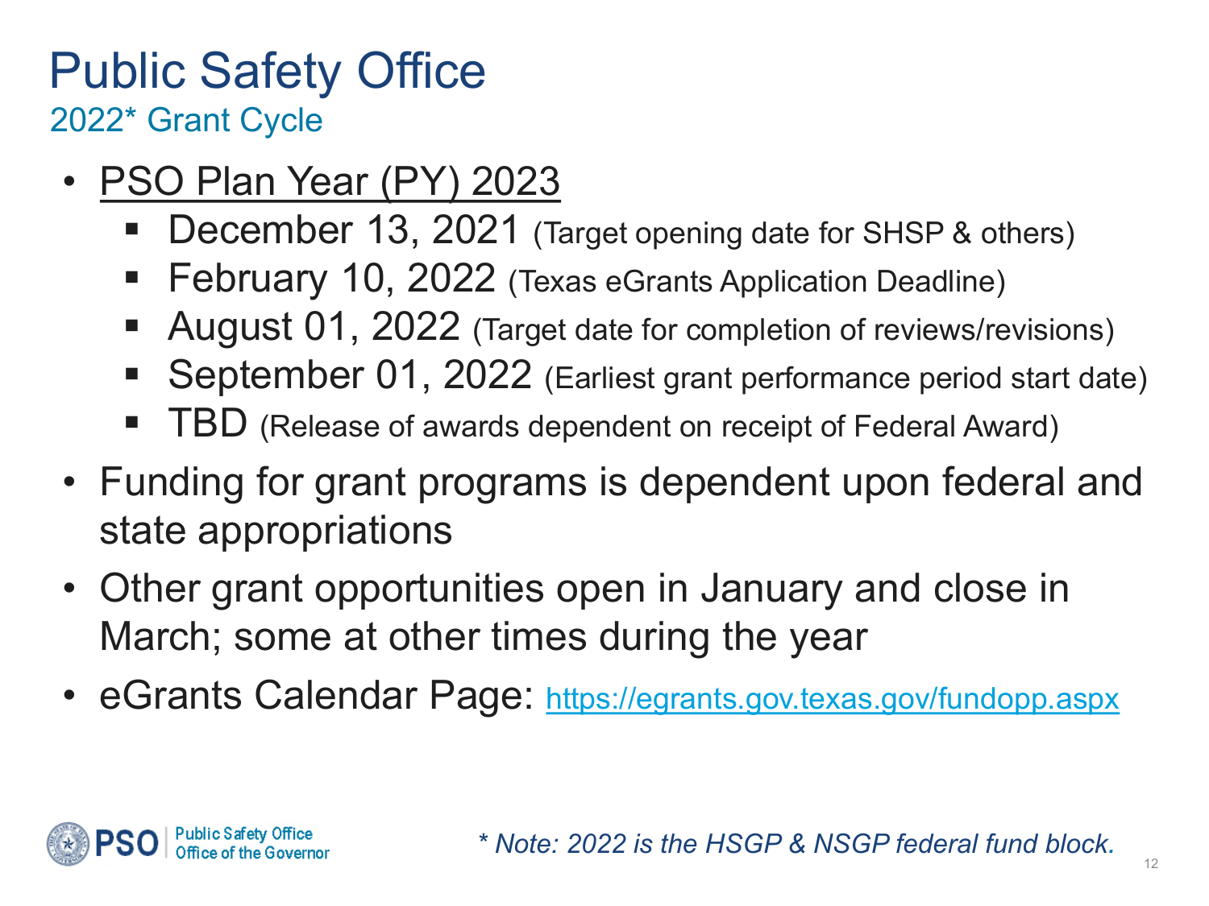# Public Safety Office

## 2022* Grant Cycle

- <u>PSO Plan Year (PY) 2023</u>
  - December 13, 2021 (Target opening date for SHSP & others)
  - February 10, 2022 (Texas eGrants Application Deadline)
  - August 01, 2022 (Target date for completion of reviews/revisions)
  - September 01, 2022 (Earliest grant performance period start date)
  - TBD (Release of awards dependent on receipt of Federal Award)
- Funding for grant programs is dependent upon federal and state appropriations
- Other grant opportunities open in January and close in March; some at other times during the year
- eGrants Calendar Page: https://egrants.gov.texas.gov/fundopp.aspx

PSO | Public Safety Office, Office of the Governor

*\* Note: 2022 is the HSGP & NSGP federal fund block.*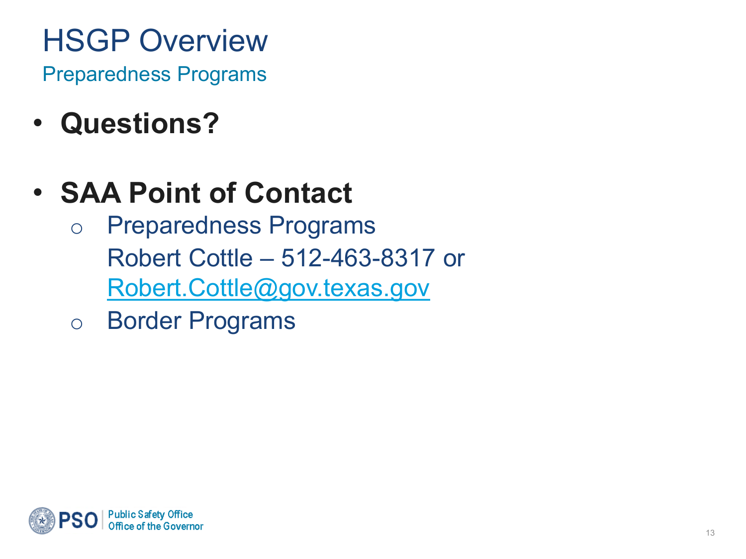# HSGP Overview

## Preparedness Programs

- **Questions?**

- **SAA Point of Contact**
  - Preparedness Programs
    Robert Cottle – 512-463-8317 or
    Robert.Cottle@gov.texas.gov
  - Border Programs

PSO | Public Safety Office
Office of the Governor